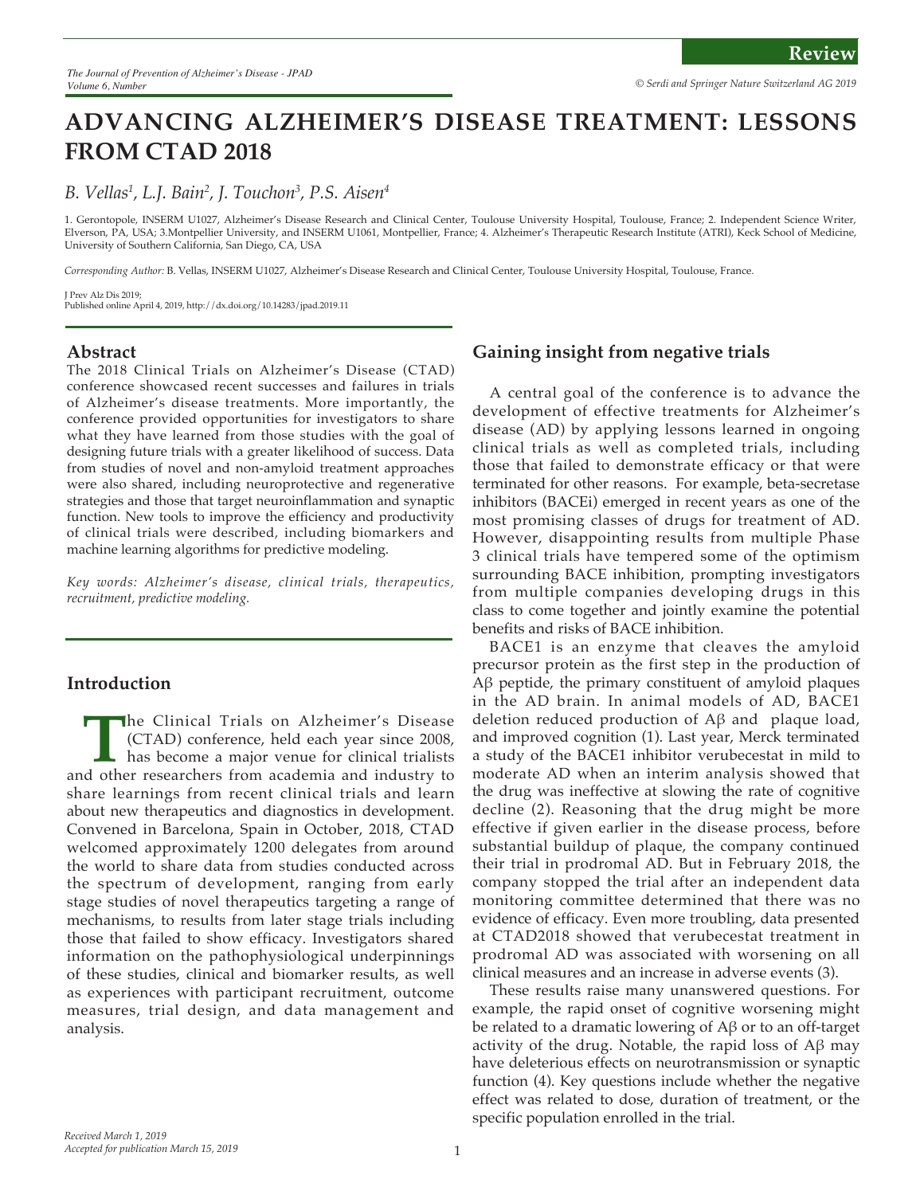# ADVANCING ALZHEIMER'S DISEASE TREATMENT: LESSONS FROM CTAD 2018

*B. Vellas[1], L.J. Bain[2], J. Touchon[3], P.S. Aisen[4]*

1. Gerontopole, INSERM U1027, Alzheimer's Disease Research and Clinical Center, Toulouse University Hospital, Toulouse, France; 2. Independent Science Writer, Elverson, PA, USA; 3.Montpellier University, and INSERM U1061, Montpellier, France; 4. Alzheimer's Therapeutic Research Institute (ATRI), Keck School of Medicine, University of Southern California, San Diego, CA, USA

*Corresponding Author:* B. Vellas, INSERM U1027, Alzheimer's Disease Research and Clinical Center, Toulouse University Hospital, Toulouse, France.

J Prev Alz Dis 2019;
Published online April 4, 2019, http://dx.doi.org/10.14283/jpad.2019.11

## Abstract

The 2018 Clinical Trials on Alzheimer's Disease (CTAD) conference showcased recent successes and failures in trials of Alzheimer's disease treatments. More importantly, the conference provided opportunities for investigators to share what they have learned from those studies with the goal of designing future trials with a greater likelihood of success. Data from studies of novel and non-amyloid treatment approaches were also shared, including neuroprotective and regenerative strategies and those that target neuroinflammation and synaptic function. New tools to improve the efficiency and productivity of clinical trials were described, including biomarkers and machine learning algorithms for predictive modeling.

*Key words: Alzheimer's disease, clinical trials, therapeutics, recruitment, predictive modeling.*

## Introduction

The Clinical Trials on Alzheimer's Disease (CTAD) conference, held each year since 2008, has become a major venue for clinical trialists and other researchers from academia and industry to share learnings from recent clinical trials and learn about new therapeutics and diagnostics in development. Convened in Barcelona, Spain in October, 2018, CTAD welcomed approximately 1200 delegates from around the world to share data from studies conducted across the spectrum of development, ranging from early stage studies of novel therapeutics targeting a range of mechanisms, to results from later stage trials including those that failed to show efficacy. Investigators shared information on the pathophysiological underpinnings of these studies, clinical and biomarker results, as well as experiences with participant recruitment, outcome measures, trial design, and data management and analysis.

## Gaining insight from negative trials

A central goal of the conference is to advance the development of effective treatments for Alzheimer's disease (AD) by applying lessons learned in ongoing clinical trials as well as completed trials, including those that failed to demonstrate efficacy or that were terminated for other reasons. For example, beta-secretase inhibitors (BACEi) emerged in recent years as one of the most promising classes of drugs for treatment of AD. However, disappointing results from multiple Phase 3 clinical trials have tempered some of the optimism surrounding BACE inhibition, prompting investigators from multiple companies developing drugs in this class to come together and jointly examine the potential benefits and risks of BACE inhibition.

BACE1 is an enzyme that cleaves the amyloid precursor protein as the first step in the production of Aβ peptide, the primary constituent of amyloid plaques in the AD brain. In animal models of AD, BACE1 deletion reduced production of Aβ and plaque load, and improved cognition (1). Last year, Merck terminated a study of the BACE1 inhibitor verubecestat in mild to moderate AD when an interim analysis showed that the drug was ineffective at slowing the rate of cognitive decline (2). Reasoning that the drug might be more effective if given earlier in the disease process, before substantial buildup of plaque, the company continued their trial in prodromal AD. But in February 2018, the company stopped the trial after an independent data monitoring committee determined that there was no evidence of efficacy. Even more troubling, data presented at CTAD2018 showed that verubecestat treatment in prodromal AD was associated with worsening on all clinical measures and an increase in adverse events (3).

These results raise many unanswered questions. For example, the rapid onset of cognitive worsening might be related to a dramatic lowering of Aβ or to an off-target activity of the drug. Notable, the rapid loss of Aβ may have deleterious effects on neurotransmission or synaptic function (4). Key questions include whether the negative effect was related to dose, duration of treatment, or the specific population enrolled in the trial.

Received March 1, 2019
Accepted for publication March 15, 2019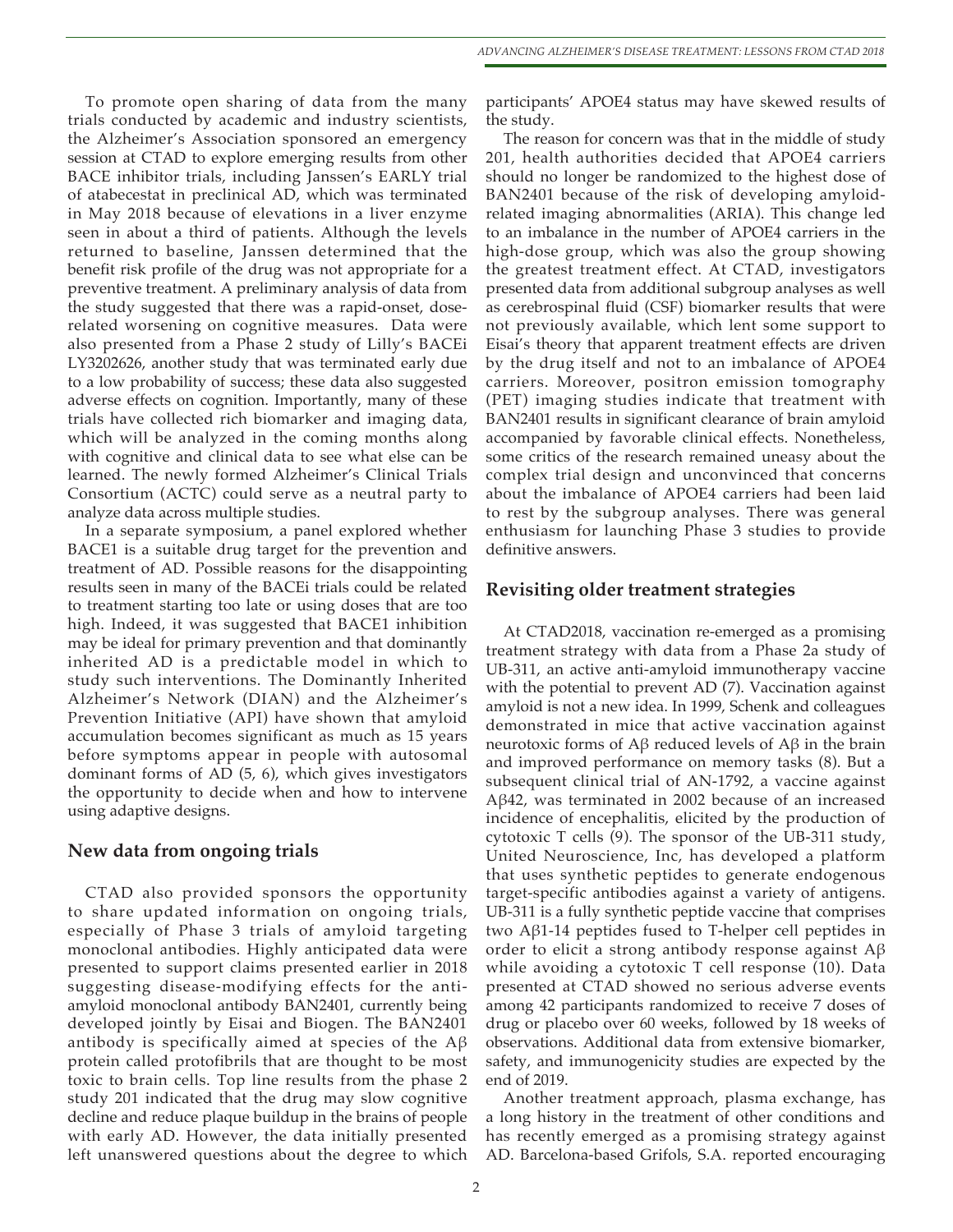To promote open sharing of data from the many trials conducted by academic and industry scientists, the Alzheimer's Association sponsored an emergency session at CTAD to explore emerging results from other BACE inhibitor trials, including Janssen's EARLY trial of atabecestat in preclinical AD, which was terminated in May 2018 because of elevations in a liver enzyme seen in about a third of patients. Although the levels returned to baseline, Janssen determined that the benefit risk profile of the drug was not appropriate for a preventive treatment. A preliminary analysis of data from the study suggested that there was a rapid-onset, dose-related worsening on cognitive measures. Data were also presented from a Phase 2 study of Lilly's BACEi LY3202626, another study that was terminated early due to a low probability of success; these data also suggested adverse effects on cognition. Importantly, many of these trials have collected rich biomarker and imaging data, which will be analyzed in the coming months along with cognitive and clinical data to see what else can be learned. The newly formed Alzheimer's Clinical Trials Consortium (ACTC) could serve as a neutral party to analyze data across multiple studies.

In a separate symposium, a panel explored whether BACE1 is a suitable drug target for the prevention and treatment of AD. Possible reasons for the disappointing results seen in many of the BACEi trials could be related to treatment starting too late or using doses that are too high. Indeed, it was suggested that BACE1 inhibition may be ideal for primary prevention and that dominantly inherited AD is a predictable model in which to study such interventions. The Dominantly Inherited Alzheimer's Network (DIAN) and the Alzheimer's Prevention Initiative (API) have shown that amyloid accumulation becomes significant as much as 15 years before symptoms appear in people with autosomal dominant forms of AD (5, 6), which gives investigators the opportunity to decide when and how to intervene using adaptive designs.

## New data from ongoing trials

CTAD also provided sponsors the opportunity to share updated information on ongoing trials, especially of Phase 3 trials of amyloid targeting monoclonal antibodies. Highly anticipated data were presented to support claims presented earlier in 2018 suggesting disease-modifying effects for the anti-amyloid monoclonal antibody BAN2401, currently being developed jointly by Eisai and Biogen. The BAN2401 antibody is specifically aimed at species of the Aβ protein called protofibrils that are thought to be most toxic to brain cells. Top line results from the phase 2 study 201 indicated that the drug may slow cognitive decline and reduce plaque buildup in the brains of people with early AD. However, the data initially presented left unanswered questions about the degree to which participants' APOE4 status may have skewed results of the study.

The reason for concern was that in the middle of study 201, health authorities decided that APOE4 carriers should no longer be randomized to the highest dose of BAN2401 because of the risk of developing amyloid-related imaging abnormalities (ARIA). This change led to an imbalance in the number of APOE4 carriers in the high-dose group, which was also the group showing the greatest treatment effect. At CTAD, investigators presented data from additional subgroup analyses as well as cerebrospinal fluid (CSF) biomarker results that were not previously available, which lent some support to Eisai's theory that apparent treatment effects are driven by the drug itself and not to an imbalance of APOE4 carriers. Moreover, positron emission tomography (PET) imaging studies indicate that treatment with BAN2401 results in significant clearance of brain amyloid accompanied by favorable clinical effects. Nonetheless, some critics of the research remained uneasy about the complex trial design and unconvinced that concerns about the imbalance of APOE4 carriers had been laid to rest by the subgroup analyses. There was general enthusiasm for launching Phase 3 studies to provide definitive answers.

## Revisiting older treatment strategies

At CTAD2018, vaccination re-emerged as a promising treatment strategy with data from a Phase 2a study of UB-311, an active anti-amyloid immunotherapy vaccine with the potential to prevent AD (7). Vaccination against amyloid is not a new idea. In 1999, Schenk and colleagues demonstrated in mice that active vaccination against neurotoxic forms of Aβ reduced levels of Aβ in the brain and improved performance on memory tasks (8). But a subsequent clinical trial of AN-1792, a vaccine against Aβ42, was terminated in 2002 because of an increased incidence of encephalitis, elicited by the production of cytotoxic T cells (9). The sponsor of the UB-311 study, United Neuroscience, Inc, has developed a platform that uses synthetic peptides to generate endogenous target-specific antibodies against a variety of antigens. UB-311 is a fully synthetic peptide vaccine that comprises two Aβ1-14 peptides fused to T-helper cell peptides in order to elicit a strong antibody response against Aβ while avoiding a cytotoxic T cell response (10). Data presented at CTAD showed no serious adverse events among 42 participants randomized to receive 7 doses of drug or placebo over 60 weeks, followed by 18 weeks of observations. Additional data from extensive biomarker, safety, and immunogenicity studies are expected by the end of 2019.

Another treatment approach, plasma exchange, has a long history in the treatment of other conditions and has recently emerged as a promising strategy against AD. Barcelona-based Grifols, S.A. reported encouraging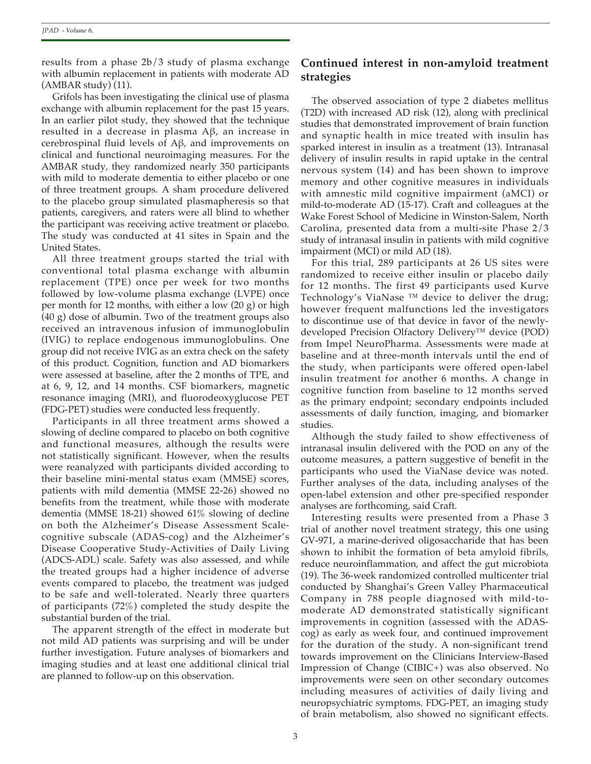results from a phase 2b/3 study of plasma exchange with albumin replacement in patients with moderate AD (AMBAR study) (11).

Grifols has been investigating the clinical use of plasma exchange with albumin replacement for the past 15 years. In an earlier pilot study, they showed that the technique resulted in a decrease in plasma Aβ, an increase in cerebrospinal fluid levels of Aβ, and improvements on clinical and functional neuroimaging measures. For the AMBAR study, they randomized nearly 350 participants with mild to moderate dementia to either placebo or one of three treatment groups. A sham procedure delivered to the placebo group simulated plasmapheresis so that patients, caregivers, and raters were all blind to whether the participant was receiving active treatment or placebo. The study was conducted at 41 sites in Spain and the United States.

All three treatment groups started the trial with conventional total plasma exchange with albumin replacement (TPE) once per week for two months followed by low-volume plasma exchange (LVPE) once per month for 12 months, with either a low (20 g) or high (40 g) dose of albumin. Two of the treatment groups also received an intravenous infusion of immunoglobulin (IVIG) to replace endogenous immunoglobulins. One group did not receive IVIG as an extra check on the safety of this product. Cognition, function and AD biomarkers were assessed at baseline, after the 2 months of TPE, and at 6, 9, 12, and 14 months. CSF biomarkers, magnetic resonance imaging (MRI), and fluorodeoxyglucose PET (FDG-PET) studies were conducted less frequently.

Participants in all three treatment arms showed a slowing of decline compared to placebo on both cognitive and functional measures, although the results were not statistically significant. However, when the results were reanalyzed with participants divided according to their baseline mini-mental status exam (MMSE) scores, patients with mild dementia (MMSE 22-26) showed no benefits from the treatment, while those with moderate dementia (MMSE 18-21) showed 61% slowing of decline on both the Alzheimer's Disease Assessment Scale-cognitive subscale (ADAS-cog) and the Alzheimer's Disease Cooperative Study-Activities of Daily Living (ADCS-ADL) scale. Safety was also assessed, and while the treated groups had a higher incidence of adverse events compared to placebo, the treatment was judged to be safe and well-tolerated. Nearly three quarters of participants (72%) completed the study despite the substantial burden of the trial.

The apparent strength of the effect in moderate but not mild AD patients was surprising and will be under further investigation. Future analyses of biomarkers and imaging studies and at least one additional clinical trial are planned to follow-up on this observation.

## Continued interest in non-amyloid treatment strategies

The observed association of type 2 diabetes mellitus (T2D) with increased AD risk (12), along with preclinical studies that demonstrated improvement of brain function and synaptic health in mice treated with insulin has sparked interest in insulin as a treatment (13). Intranasal delivery of insulin results in rapid uptake in the central nervous system (14) and has been shown to improve memory and other cognitive measures in individuals with amnestic mild cognitive impairment (aMCI) or mild-to-moderate AD (15-17). Craft and colleagues at the Wake Forest School of Medicine in Winston-Salem, North Carolina, presented data from a multi-site Phase 2/3 study of intranasal insulin in patients with mild cognitive impairment (MCI) or mild AD (18).

For this trial, 289 participants at 26 US sites were randomized to receive either insulin or placebo daily for 12 months. The first 49 participants used Kurve Technology's ViaNase ™ device to deliver the drug; however frequent malfunctions led the investigators to discontinue use of that device in favor of the newly-developed Precision Olfactory Delivery™ device (POD) from Impel NeuroPharma. Assessments were made at baseline and at three-month intervals until the end of the study, when participants were offered open-label insulin treatment for another 6 months. A change in cognitive function from baseline to 12 months served as the primary endpoint; secondary endpoints included assessments of daily function, imaging, and biomarker studies.

Although the study failed to show effectiveness of intranasal insulin delivered with the POD on any of the outcome measures, a pattern suggestive of benefit in the participants who used the ViaNase device was noted. Further analyses of the data, including analyses of the open-label extension and other pre-specified responder analyses are forthcoming, said Craft.

Interesting results were presented from a Phase 3 trial of another novel treatment strategy, this one using GV-971, a marine-derived oligosaccharide that has been shown to inhibit the formation of beta amyloid fibrils, reduce neuroinflammation, and affect the gut microbiota (19). The 36-week randomized controlled multicenter trial conducted by Shanghai's Green Valley Pharmaceutical Company in 788 people diagnosed with mild-to-moderate AD demonstrated statistically significant improvements in cognition (assessed with the ADAS-cog) as early as week four, and continued improvement for the duration of the study. A non-significant trend towards improvement on the Clinicians Interview-Based Impression of Change (CIBIC+) was also observed. No improvements were seen on other secondary outcomes including measures of activities of daily living and neuropsychiatric symptoms. FDG-PET, an imaging study of brain metabolism, also showed no significant effects.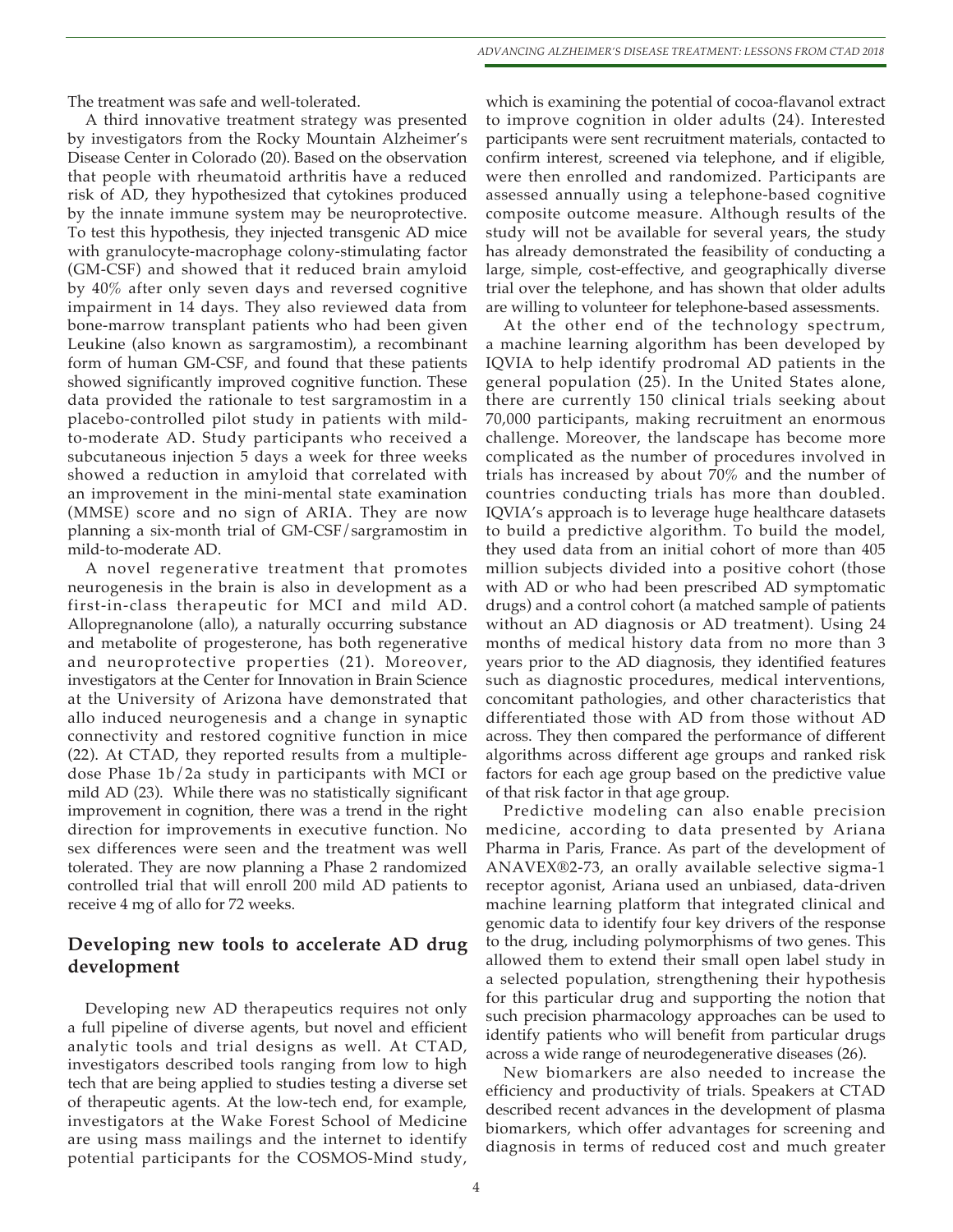The treatment was safe and well-tolerated.

A third innovative treatment strategy was presented by investigators from the Rocky Mountain Alzheimer's Disease Center in Colorado (20). Based on the observation that people with rheumatoid arthritis have a reduced risk of AD, they hypothesized that cytokines produced by the innate immune system may be neuroprotective. To test this hypothesis, they injected transgenic AD mice with granulocyte-macrophage colony-stimulating factor (GM-CSF) and showed that it reduced brain amyloid by 40% after only seven days and reversed cognitive impairment in 14 days. They also reviewed data from bone-marrow transplant patients who had been given Leukine (also known as sargramostim), a recombinant form of human GM-CSF, and found that these patients showed significantly improved cognitive function. These data provided the rationale to test sargramostim in a placebo-controlled pilot study in patients with mild-to-moderate AD. Study participants who received a subcutaneous injection 5 days a week for three weeks showed a reduction in amyloid that correlated with an improvement in the mini-mental state examination (MMSE) score and no sign of ARIA. They are now planning a six-month trial of GM-CSF/sargramostim in mild-to-moderate AD.

A novel regenerative treatment that promotes neurogenesis in the brain is also in development as a first-in-class therapeutic for MCI and mild AD. Allopregnanolone (allo), a naturally occurring substance and metabolite of progesterone, has both regenerative and neuroprotective properties (21). Moreover, investigators at the Center for Innovation in Brain Science at the University of Arizona have demonstrated that allo induced neurogenesis and a change in synaptic connectivity and restored cognitive function in mice (22). At CTAD, they reported results from a multiple-dose Phase 1b/2a study in participants with MCI or mild AD (23). While there was no statistically significant improvement in cognition, there was a trend in the right direction for improvements in executive function. No sex differences were seen and the treatment was well tolerated. They are now planning a Phase 2 randomized controlled trial that will enroll 200 mild AD patients to receive 4 mg of allo for 72 weeks.

## Developing new tools to accelerate AD drug development

Developing new AD therapeutics requires not only a full pipeline of diverse agents, but novel and efficient analytic tools and trial designs as well. At CTAD, investigators described tools ranging from low to high tech that are being applied to studies testing a diverse set of therapeutic agents. At the low-tech end, for example, investigators at the Wake Forest School of Medicine are using mass mailings and the internet to identify potential participants for the COSMOS-Mind study, which is examining the potential of cocoa-flavanol extract to improve cognition in older adults (24). Interested participants were sent recruitment materials, contacted to confirm interest, screened via telephone, and if eligible, were then enrolled and randomized. Participants are assessed annually using a telephone-based cognitive composite outcome measure. Although results of the study will not be available for several years, the study has already demonstrated the feasibility of conducting a large, simple, cost-effective, and geographically diverse trial over the telephone, and has shown that older adults are willing to volunteer for telephone-based assessments.

At the other end of the technology spectrum, a machine learning algorithm has been developed by IQVIA to help identify prodromal AD patients in the general population (25). In the United States alone, there are currently 150 clinical trials seeking about 70,000 participants, making recruitment an enormous challenge. Moreover, the landscape has become more complicated as the number of procedures involved in trials has increased by about 70% and the number of countries conducting trials has more than doubled. IQVIA's approach is to leverage huge healthcare datasets to build a predictive algorithm. To build the model, they used data from an initial cohort of more than 405 million subjects divided into a positive cohort (those with AD or who had been prescribed AD symptomatic drugs) and a control cohort (a matched sample of patients without an AD diagnosis or AD treatment). Using 24 months of medical history data from no more than 3 years prior to the AD diagnosis, they identified features such as diagnostic procedures, medical interventions, concomitant pathologies, and other characteristics that differentiated those with AD from those without AD across. They then compared the performance of different algorithms across different age groups and ranked risk factors for each age group based on the predictive value of that risk factor in that age group.

Predictive modeling can also enable precision medicine, according to data presented by Ariana Pharma in Paris, France. As part of the development of ANAVEX®2-73, an orally available selective sigma-1 receptor agonist, Ariana used an unbiased, data-driven machine learning platform that integrated clinical and genomic data to identify four key drivers of the response to the drug, including polymorphisms of two genes. This allowed them to extend their small open label study in a selected population, strengthening their hypothesis for this particular drug and supporting the notion that such precision pharmacology approaches can be used to identify patients who will benefit from particular drugs across a wide range of neurodegenerative diseases (26).

New biomarkers are also needed to increase the efficiency and productivity of trials. Speakers at CTAD described recent advances in the development of plasma biomarkers, which offer advantages for screening and diagnosis in terms of reduced cost and much greater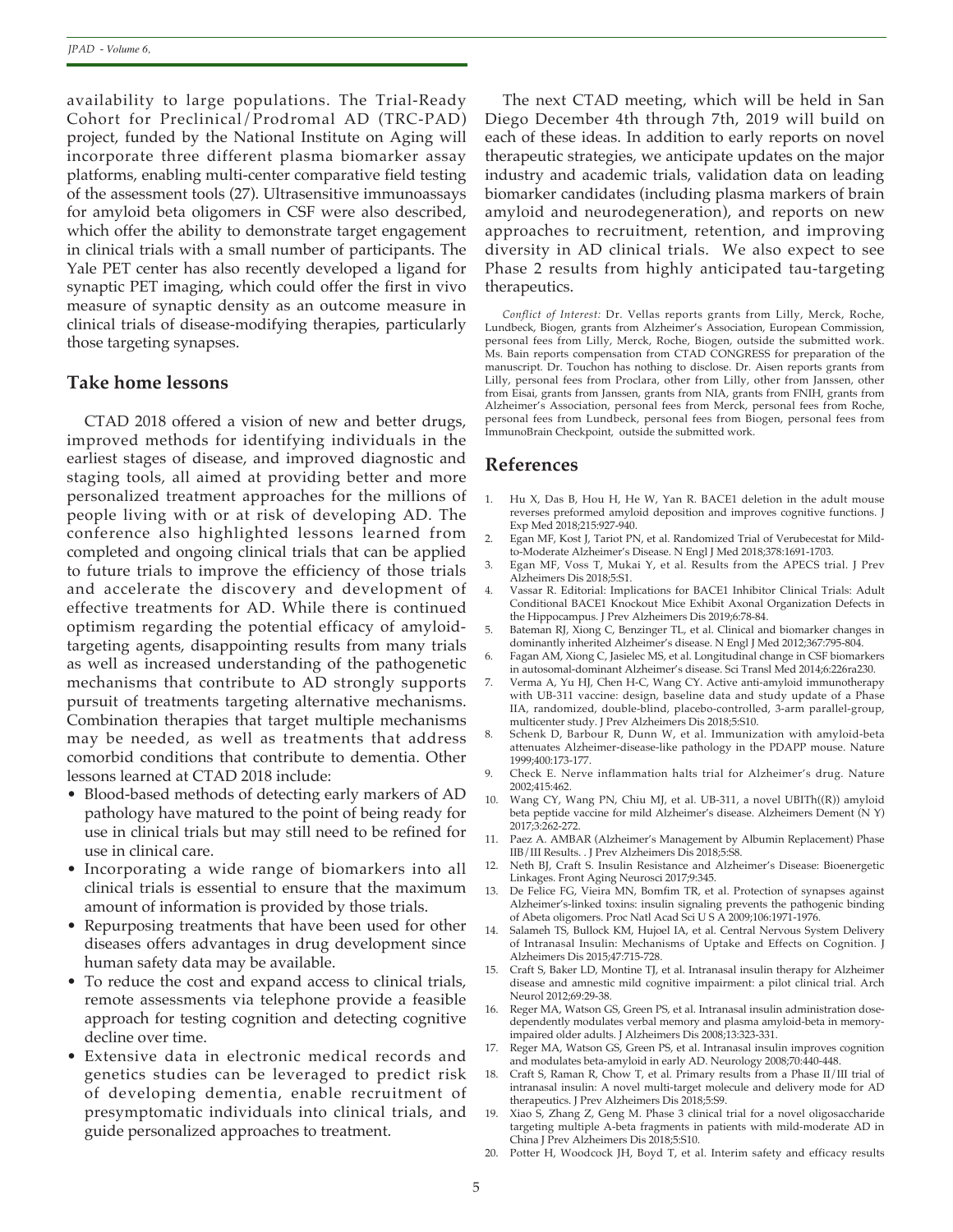availability to large populations. The Trial-Ready Cohort for Preclinical/Prodromal AD (TRC-PAD) project, funded by the National Institute on Aging will incorporate three different plasma biomarker assay platforms, enabling multi-center comparative field testing of the assessment tools (27). Ultrasensitive immunoassays for amyloid beta oligomers in CSF were also described, which offer the ability to demonstrate target engagement in clinical trials with a small number of participants. The Yale PET center has also recently developed a ligand for synaptic PET imaging, which could offer the first in vivo measure of synaptic density as an outcome measure in clinical trials of disease-modifying therapies, particularly those targeting synapses.

## Take home lessons

CTAD 2018 offered a vision of new and better drugs, improved methods for identifying individuals in the earliest stages of disease, and improved diagnostic and staging tools, all aimed at providing better and more personalized treatment approaches for the millions of people living with or at risk of developing AD. The conference also highlighted lessons learned from completed and ongoing clinical trials that can be applied to future trials to improve the efficiency of those trials and accelerate the discovery and development of effective treatments for AD. While there is continued optimism regarding the potential efficacy of amyloid-targeting agents, disappointing results from many trials as well as increased understanding of the pathogenetic mechanisms that contribute to AD strongly supports pursuit of treatments targeting alternative mechanisms. Combination therapies that target multiple mechanisms may be needed, as well as treatments that address comorbid conditions that contribute to dementia. Other lessons learned at CTAD 2018 include:

- Blood-based methods of detecting early markers of AD pathology have matured to the point of being ready for use in clinical trials but may still need to be refined for use in clinical care.
- Incorporating a wide range of biomarkers into all clinical trials is essential to ensure that the maximum amount of information is provided by those trials.
- Repurposing treatments that have been used for other diseases offers advantages in drug development since human safety data may be available.
- To reduce the cost and expand access to clinical trials, remote assessments via telephone provide a feasible approach for testing cognition and detecting cognitive decline over time.
- Extensive data in electronic medical records and genetics studies can be leveraged to predict risk of developing dementia, enable recruitment of presymptomatic individuals into clinical trials, and guide personalized approaches to treatment.

The next CTAD meeting, which will be held in San Diego December 4th through 7th, 2019 will build on each of these ideas. In addition to early reports on novel therapeutic strategies, we anticipate updates on the major industry and academic trials, validation data on leading biomarker candidates (including plasma markers of brain amyloid and neurodegeneration), and reports on new approaches to recruitment, retention, and improving diversity in AD clinical trials. We also expect to see Phase 2 results from highly anticipated tau-targeting therapeutics.

*Conflict of Interest:* Dr. Vellas reports grants from Lilly, Merck, Roche, Lundbeck, Biogen, grants from Alzheimer's Association, European Commission, personal fees from Lilly, Merck, Roche, Biogen, outside the submitted work. Ms. Bain reports compensation from CTAD CONGRESS for preparation of the manuscript. Dr. Touchon has nothing to disclose. Dr. Aisen reports grants from Lilly, personal fees from Proclara, other from Lilly, other from Janssen, other from Eisai, grants from Janssen, grants from NIA, grants from FNIH, grants from Alzheimer's Association, personal fees from Merck, personal fees from Roche, personal fees from Lundbeck, personal fees from Biogen, personal fees from ImmunoBrain Checkpoint, outside the submitted work.

## References

1. Hu X, Das B, Hou H, He W, Yan R. BACE1 deletion in the adult mouse reverses preformed amyloid deposition and improves cognitive functions. J Exp Med 2018;215:927-940.
2. Egan MF, Kost J, Tariot PN, et al. Randomized Trial of Verubecestat for Mild-to-Moderate Alzheimer's Disease. N Engl J Med 2018;378:1691-1703.
3. Egan MF, Voss T, Mukai Y, et al. Results from the APECS trial. J Prev Alzheimers Dis 2018;5:S1.
4. Vassar R. Editorial: Implications for BACE1 Inhibitor Clinical Trials: Adult Conditional BACE1 Knockout Mice Exhibit Axonal Organization Defects in the Hippocampus. J Prev Alzheimers Dis 2019;6:78-84.
5. Bateman RJ, Xiong C, Benzinger TL, et al. Clinical and biomarker changes in dominantly inherited Alzheimer's disease. N Engl J Med 2012;367:795-804.
6. Fagan AM, Xiong C, Jasielec MS, et al. Longitudinal change in CSF biomarkers in autosomal-dominant Alzheimer's disease. Sci Transl Med 2014;6:226ra230.
7. Verma A, Yu HJ, Chen H-C, Wang CY. Active anti-amyloid immunotherapy with UB-311 vaccine: design, baseline data and study update of a Phase IIA, randomized, double-blind, placebo-controlled, 3-arm parallel-group, multicenter study. J Prev Alzheimers Dis 2018;5:S10.
8. Schenk D, Barbour R, Dunn W, et al. Immunization with amyloid-beta attenuates Alzheimer-disease-like pathology in the PDAPP mouse. Nature 1999;400:173-177.
9. Check E. Nerve inflammation halts trial for Alzheimer's drug. Nature 2002;415:462.
10. Wang CY, Wang PN, Chiu MJ, et al. UB-311, a novel UBITh((R)) amyloid beta peptide vaccine for mild Alzheimer's disease. Alzheimers Dement (N Y) 2017;3:262-272.
11. Paez A. AMBAR (Alzheimer's Management by Albumin Replacement) Phase IIB/III Results. . J Prev Alzheimers Dis 2018;5:S8.
12. Neth BJ, Craft S. Insulin Resistance and Alzheimer's Disease: Bioenergetic Linkages. Front Aging Neurosci 2017;9:345.
13. De Felice FG, Vieira MN, Bomfim TR, et al. Protection of synapses against Alzheimer's-linked toxins: insulin signaling prevents the pathogenic binding of Abeta oligomers. Proc Natl Acad Sci U S A 2009;106:1971-1976.
14. Salameh TS, Bullock KM, Hujoel IA, et al. Central Nervous System Delivery of Intranasal Insulin: Mechanisms of Uptake and Effects on Cognition. J Alzheimers Dis 2015;47:715-728.
15. Craft S, Baker LD, Montine TJ, et al. Intranasal insulin therapy for Alzheimer disease and amnestic mild cognitive impairment: a pilot clinical trial. Arch Neurol 2012;69:29-38.
16. Reger MA, Watson GS, Green PS, et al. Intranasal insulin administration dose-dependently modulates verbal memory and plasma amyloid-beta in memory-impaired older adults. J Alzheimers Dis 2008;13:323-331.
17. Reger MA, Watson GS, Green PS, et al. Intranasal insulin improves cognition and modulates beta-amyloid in early AD. Neurology 2008;70:440-448.
18. Craft S, Raman R, Chow T, et al. Primary results from a Phase II/III trial of intranasal insulin: A novel multi-target molecule and delivery mode for AD therapeutics. J Prev Alzheimers Dis 2018;5:S9.
19. Xiao S, Zhang Z, Geng M. Phase 3 clinical trial for a novel oligosaccharide targeting multiple A-beta fragments in patients with mild-moderate AD in China J Prev Alzheimers Dis 2018;5:S10.
20. Potter H, Woodcock JH, Boyd T, et al. Interim safety and efficacy results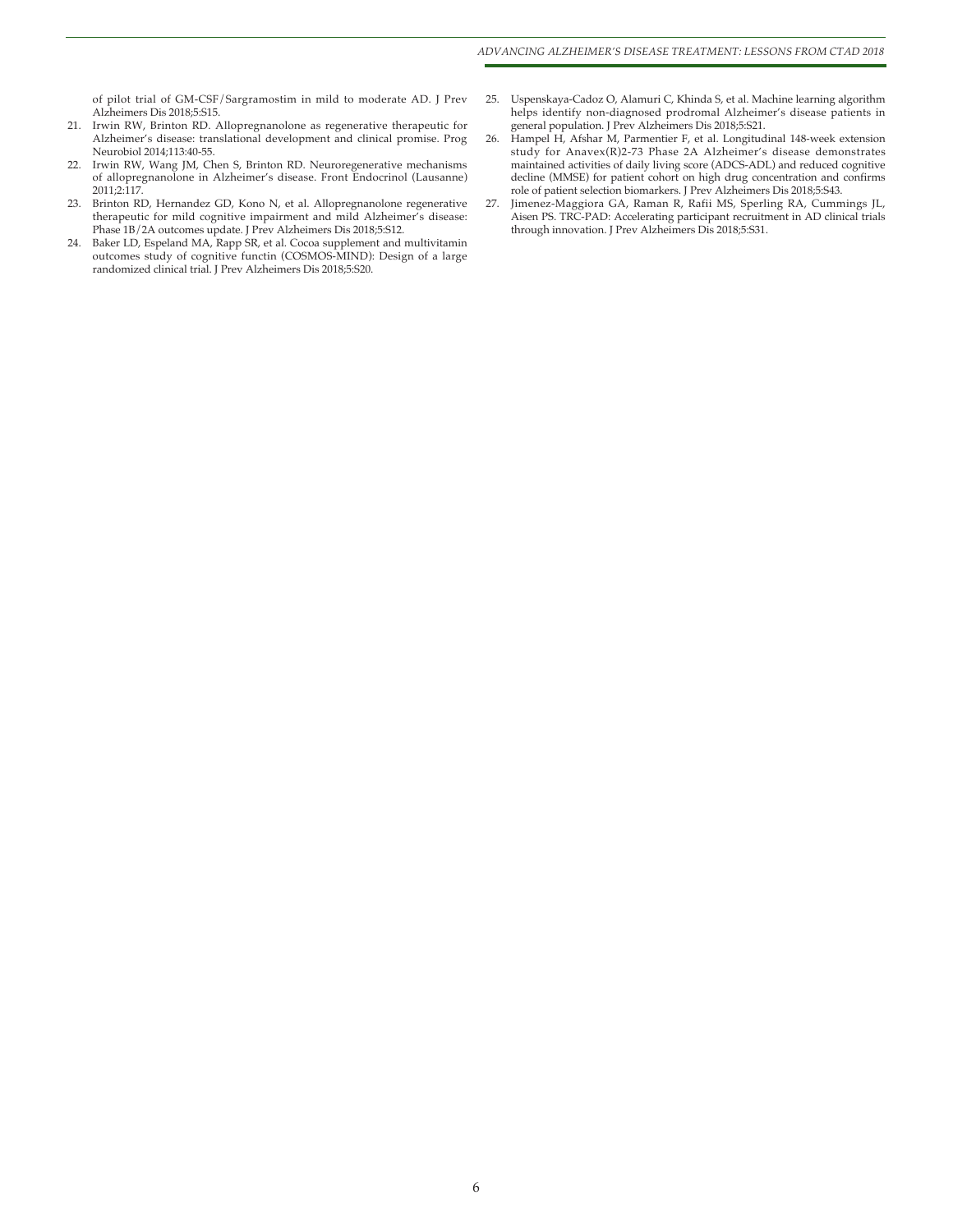of pilot trial of GM-CSF/Sargramostim in mild to moderate AD. J Prev Alzheimers Dis 2018;5:S15.

21. Irwin RW, Brinton RD. Allopregnanolone as regenerative therapeutic for Alzheimer's disease: translational development and clinical promise. Prog Neurobiol 2014;113:40-55.
22. Irwin RW, Wang JM, Chen S, Brinton RD. Neuroregenerative mechanisms of allopregnanolone in Alzheimer's disease. Front Endocrinol (Lausanne) 2011;2:117.
23. Brinton RD, Hernandez GD, Kono N, et al. Allopregnanolone regenerative therapeutic for mild cognitive impairment and mild Alzheimer's disease: Phase 1B/2A outcomes update. J Prev Alzheimers Dis 2018;5:S12.
24. Baker LD, Espeland MA, Rapp SR, et al. Cocoa supplement and multivitamin outcomes study of cognitive functin (COSMOS-MIND): Design of a large randomized clinical trial. J Prev Alzheimers Dis 2018;5:S20.
25. Uspenskaya-Cadoz O, Alamuri C, Khinda S, et al. Machine learning algorithm helps identify non-diagnosed prodromal Alzheimer's disease patients in general population. J Prev Alzheimers Dis 2018;5:S21.
26. Hampel H, Afshar M, Parmentier F, et al. Longitudinal 148-week extension study for Anavex(R)2-73 Phase 2A Alzheimer's disease demonstrates maintained activities of daily living score (ADCS-ADL) and reduced cognitive decline (MMSE) for patient cohort on high drug concentration and confirms role of patient selection biomarkers. J Prev Alzheimers Dis 2018;5:S43.
27. Jimenez-Maggiora GA, Raman R, Rafii MS, Sperling RA, Cummings JL, Aisen PS. TRC-PAD: Accelerating participant recruitment in AD clinical trials through innovation. J Prev Alzheimers Dis 2018;5:S31.